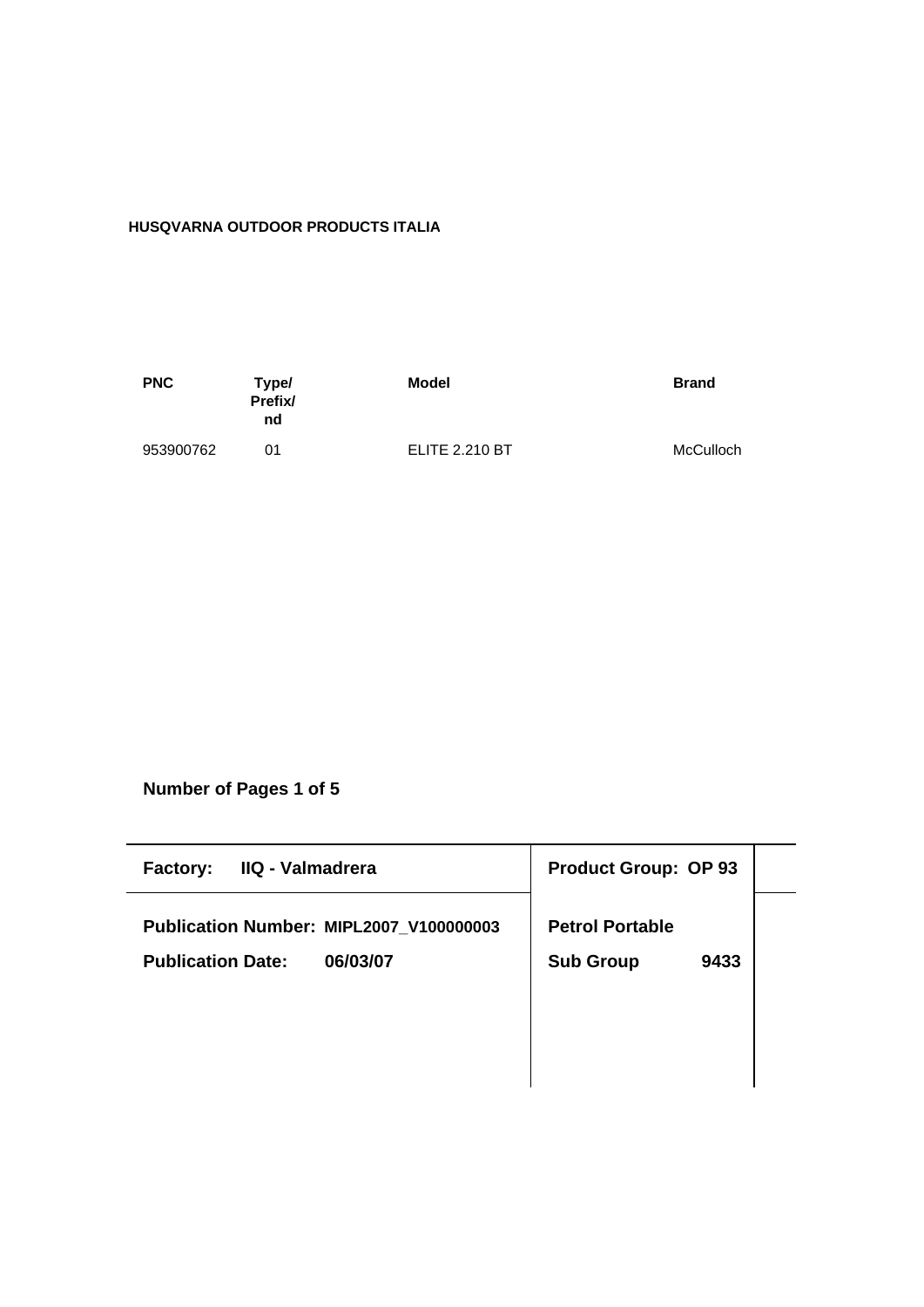**HUSQVARNA OUTDOOR PRODUCTS ITALIA**

| PNC | Type/ Prefix/ nd | Model | Brand |
| --- | --- | --- | --- |
| 953900762 | 01 | ELITE 2.210 BT | McCulloch |

**Number of Pages 1 of 5**

| **Factory:** IIQ - Valmadrera | **Product Group: OP 93** |
| --- | --- |
| **Publication Number: MIPL2007_V100000003** | **Petrol Portable** |
| **Publication Date:** 06/03/07 | **Sub Group** 9433 |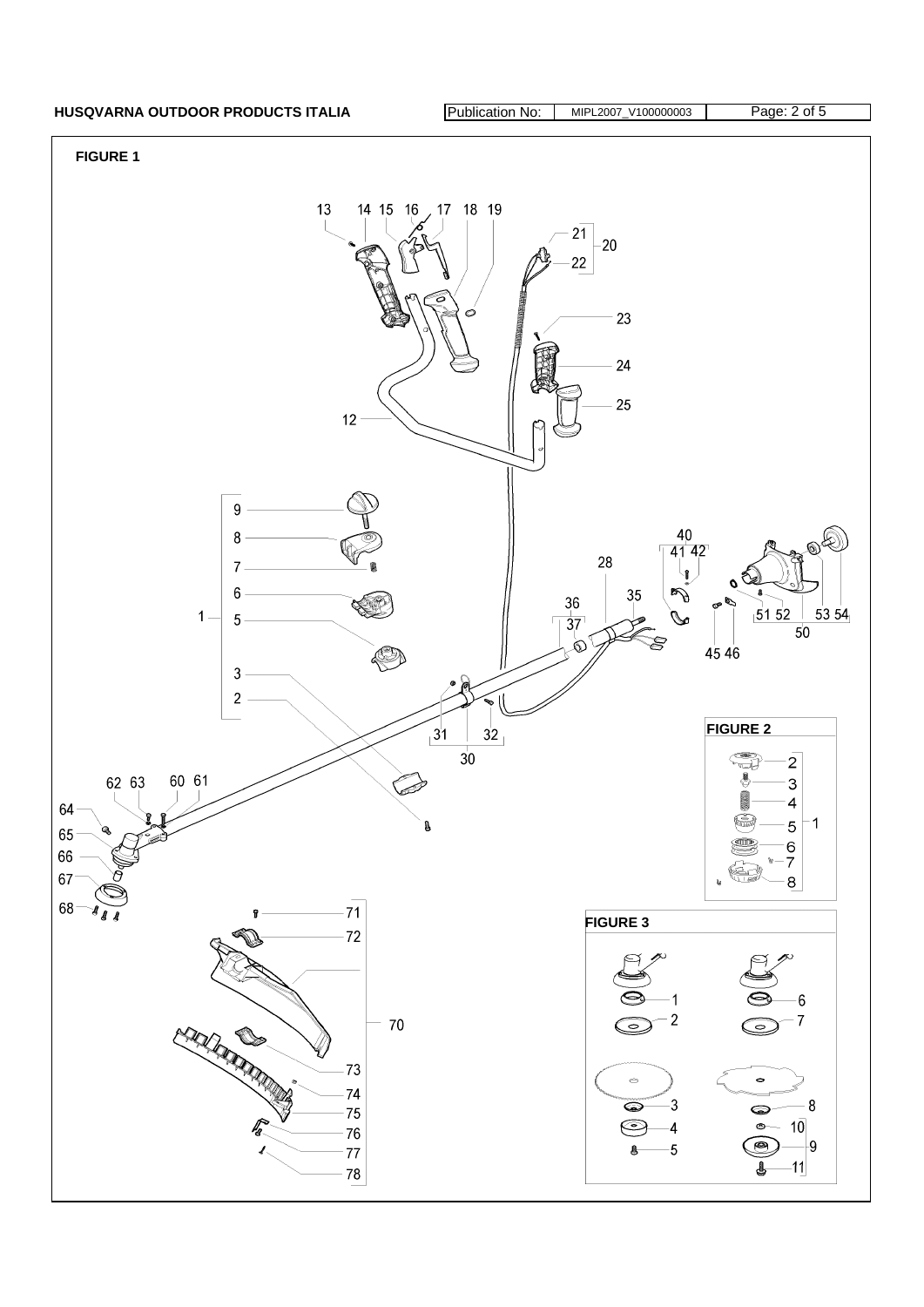## FIGURE 1

## FIGURE 2

## FIGURE 3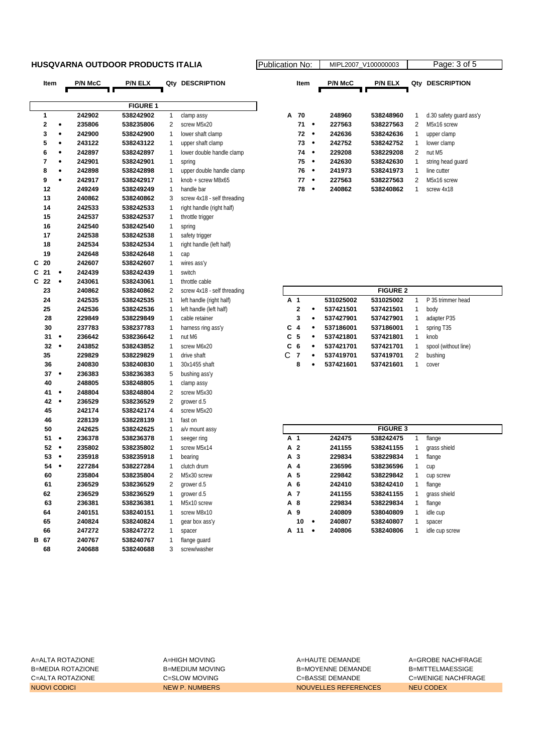# HUSQVARNA OUTDOOR PRODUCTS ITALIA

Publication No: MIPL2007_V100000003

| | Item | | P/N McC | P/N ELX | Qty | DESCRIPTION |
|---|---|---|---|---|---|---|
| | | | | **FIGURE 1** | | |
| | 1 | | 242902 | 538242902 | 1 | clamp assy |
| | 2 | • | 235806 | 538235806 | 2 | screw M5x20 |
| | 3 | • | 242900 | 538242900 | 1 | lower shaft clamp |
| | 5 | • | 243122 | 538243122 | 1 | upper shaft clamp |
| | 6 | • | 242897 | 538242897 | 1 | lower double handle clamp |
| | 7 | • | 242901 | 538242901 | 1 | spring |
| | 8 | • | 242898 | 538242898 | 1 | upper double handle clamp |
| | 9 | • | 242917 | 538242917 | 1 | knob + screw M8x65 |
| | 12 | | 249249 | 538249249 | 1 | handle bar |
| | 13 | | 240862 | 538240862 | 3 | screw 4x18 - self threading |
| | 14 | | 242533 | 538242533 | 1 | right handle (right half) |
| | 15 | | 242537 | 538242537 | 1 | throttle trigger |
| | 16 | | 242540 | 538242540 | 1 | spring |
| | 17 | | 242538 | 538242538 | 1 | safety trigger |
| | 18 | | 242534 | 538242534 | 1 | right handle (left half) |
| | 19 | | 242648 | 538242648 | 1 | cap |
| C | 20 | | 242607 | 538242607 | 1 | wires ass'y |
| C | 21 | • | 242439 | 538242439 | 1 | switch |
| C | 22 | • | 243061 | 538243061 | 1 | throttle cable |
| | 23 | | 240862 | 538240862 | 2 | screw 4x18 - self threading |
| | 24 | | 242535 | 538242535 | 1 | left handle (right half) |
| | 25 | | 242536 | 538242536 | 1 | left handle (left half) |
| | 28 | | 229849 | 538229849 | 1 | cable retainer |
| | 30 | | 237783 | 538237783 | 1 | harness ring ass'y |
| | 31 | • | 236642 | 538236642 | 1 | nut M6 |
| | 32 | • | 243852 | 538243852 | 1 | screw M6x20 |
| | 35 | | 229829 | 538229829 | 1 | drive shaft |
| | 36 | | 240830 | 538240830 | 1 | 30x1455 shaft |
| | 37 | • | 236383 | 538236383 | 5 | bushing ass'y |
| | 40 | | 248805 | 538248805 | 1 | clamp assy |
| | 41 | • | 248804 | 538248804 | 2 | screw M5x30 |
| | 42 | • | 236529 | 538236529 | 2 | grower d.5 |
| | 45 | | 242174 | 538242174 | 4 | screw M5x20 |
| | 46 | | 228139 | 538228139 | 1 | fast on |
| | 50 | | 242625 | 538242625 | 1 | a/v mount assy |
| | 51 | • | 236378 | 538236378 | 1 | seeger ring |
| | 52 | • | 235802 | 538235802 | 1 | screw M5x14 |
| | 53 | • | 235918 | 538235918 | 1 | bearing |
| | 54 | • | 227284 | 538227284 | 1 | clutch drum |
| | 60 | | 235804 | 538235804 | 2 | M5x30 screw |
| | 61 | | 236529 | 538236529 | 2 | grower d.5 |
| | 62 | | 236529 | 538236529 | 1 | grower d.5 |
| | 63 | | 236381 | 538236381 | 1 | M5x10 screw |
| | 64 | | 240151 | 538240151 | 1 | screw M8x10 |
| | 65 | | 240824 | 538240824 | 1 | gear box ass'y |
| | 66 | | 247272 | 538247272 | 1 | spacer |
| B | 67 | | 240767 | 538240767 | 1 | flange guard |
| | 68 | | 240688 | 538240688 | 3 | screw/washer |
| A | 70 | | 248960 | 538248960 | 1 | d.30 safety guard ass'y |
| | 71 | • | 227563 | 538227563 | 2 | M5x16 screw |
| | 72 | • | 242636 | 538242636 | 1 | upper clamp |
| | 73 | • | 242752 | 538242752 | 1 | lower clamp |
| | 74 | • | 229208 | 538229208 | 2 | nut M5 |
| | 75 | • | 242630 | 538242630 | 1 | string head guard |
| | 76 | • | 241973 | 538241973 | 1 | line cutter |
| | 77 | • | 227563 | 538227563 | 2 | M5x16 screw |
| | 78 | • | 240862 | 538240862 | 1 | screw 4x18 |

| | Item | | P/N McC | P/N ELX | Qty | DESCRIPTION |
|---|---|---|---|---|---|---|
| | | | | **FIGURE 2** | | |
| A | 1 | | 531025002 | 531025002 | 1 | P 35 trimmer head |
| | 2 | • | 537421501 | 537421501 | 1 | body |
| | 3 | • | 537427901 | 537427901 | 1 | adapter P35 |
| C | 4 | • | 537186001 | 537186001 | 1 | spring T35 |
| C | 5 | • | 537421801 | 537421801 | 1 | knob |
| C | 6 | • | 537421701 | 537421701 | 1 | spool (without line) |
| C | 7 | • | 537419701 | 537419701 | 2 | bushing |
| | 8 | • | 537421601 | 537421601 | 1 | cover |

| | Item | | P/N McC | P/N ELX | Qty | DESCRIPTION |
|---|---|---|---|---|---|---|
| | | | | **FIGURE 3** | | |
| A | 1 | | 242475 | 538242475 | 1 | flange |
| A | 2 | | 241155 | 538241155 | 1 | grass shield |
| A | 3 | | 229834 | 538229834 | 1 | flange |
| A | 4 | | 236596 | 538236596 | 1 | cup |
| A | 5 | | 229842 | 538229842 | 1 | cup screw |
| A | 6 | | 242410 | 538242410 | 1 | flange |
| A | 7 | | 241155 | 538241155 | 1 | grass shield |
| A | 8 | | 229834 | 538229834 | 1 | flange |
| A | 9 | | 240809 | 538040809 | 1 | idle cup |
| | 10 | • | 240807 | 538240807 | 1 | spacer |
| A | 11 | • | 240806 | 538240806 | 1 | idle cup screw |

| | | | |
|---|---|---|---|
| A=ALTA ROTAZIONE | A=HIGH MOVING | A=HAUTE DEMANDE | A=GROBE NACHFRAGE |
| B=MEDIA ROTAZIONE | B=MEDIUM MOVING | B=MOYENNE DEMANDE | B=MITTELMAESSIGE |
| C=ALTA ROTAZIONE | C=SLOW MOVING | C=BASSE DEMANDE | C=WENIGE NACHFRAGE |
| NUOVI CODICI | NEW P. NUMBERS | NOUVELLES REFERENCES | NEU CODEX |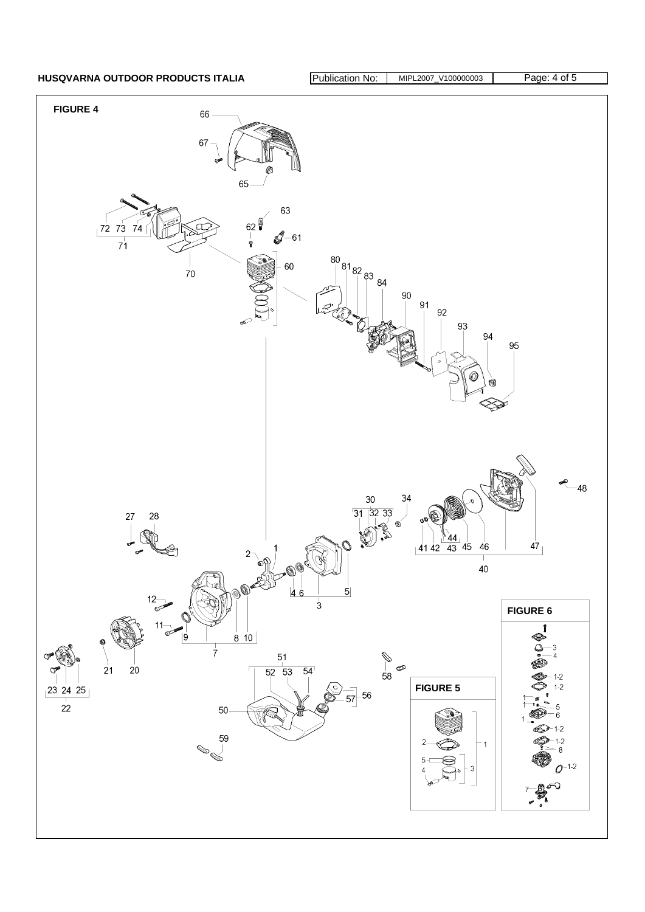**FIGURE 4**

66
67
65
72 73 74
71
70
62
63
61
60
80 81 82 83 84
90
91
92
93
94
95
48
30
31 32 33
34
41 42 43 44 45 46
40
47
27 28
2 1
4 6
5
3
12
11
9
8 10
7
21
20
23 24 25
22
51
52 53 54
50
58
56
57
59

**FIGURE 5**

1
2
3
4
5

**FIGURE 6**

1
1-2
3
4
5
6
7
8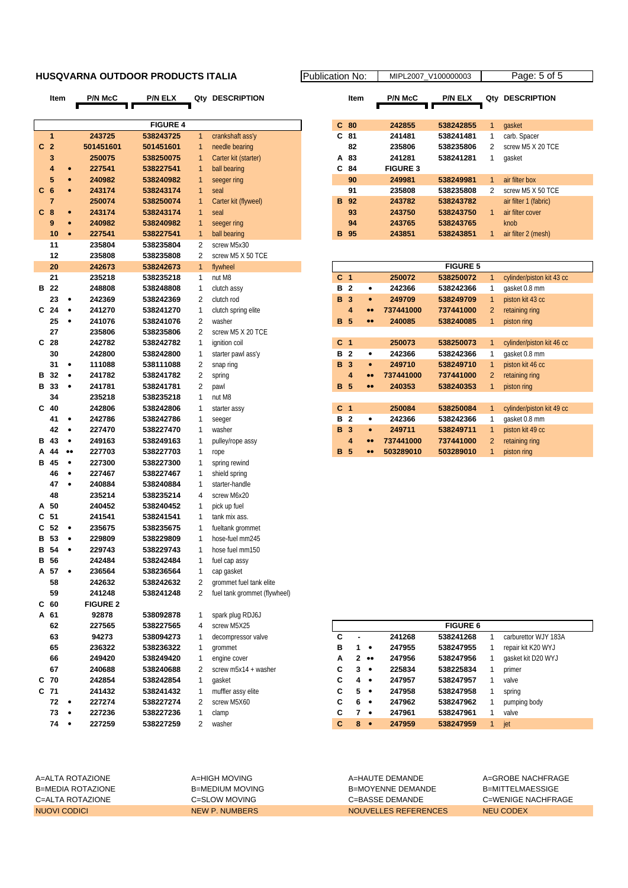**HUSQVARNA OUTDOOR PRODUCTS ITALIA**

Publication No: MIPL2007_V100000003

| | Item | | P/N McC | P/N ELX | Qty | DESCRIPTION |
|---|---|---|---|---|---|---|
| | | | | **FIGURE 4** | | |
| | 1 | | 243725 | 538243725 | 1 | crankshaft ass'y |
| C | 2 | | 501451601 | 501451601 | 1 | needle bearing |
| | 3 | | 250075 | 538250075 | 1 | Carter kit (starter) |
| | 4 | • | 227541 | 538227541 | 1 | ball bearing |
| | 5 | • | 240982 | 538240982 | 1 | seeger ring |
| C | 6 | • | 243174 | 538243174 | 1 | seal |
| | 7 | | 250074 | 538250074 | 1 | Carter kit (flyweel) |
| C | 8 | • | 243174 | 538243174 | 1 | seal |
| | 9 | • | 240982 | 538240982 | 1 | seeger ring |
| | 10 | • | 227541 | 538227541 | 1 | ball bearing |
| | 11 | | 235804 | 538235804 | 2 | screw M5x30 |
| | 12 | | 235808 | 538235808 | 2 | screw M5 X 50 TCE |
| | 20 | | 242673 | 538242673 | 1 | flywheel |
| | 21 | | 235218 | 538235218 | 1 | nut M8 |
| B | 22 | | 248808 | 538248808 | 1 | clutch assy |
| | 23 | • | 242369 | 538242369 | 2 | clutch rod |
| C | 24 | • | 241270 | 538241270 | 1 | clutch spring elite |
| | 25 | • | 241076 | 538241076 | 2 | washer |
| | 27 | | 235806 | 538235806 | 2 | screw M5 X 20 TCE |
| C | 28 | | 242782 | 538242782 | 1 | ignition coil |
| | 30 | | 242800 | 538242800 | 1 | starter pawl ass'y |
| | 31 | • | 111088 | 538111088 | 2 | snap ring |
| B | 32 | • | 241782 | 538241782 | 2 | spring |
| B | 33 | • | 241781 | 538241781 | 2 | pawl |
| | 34 | | 235218 | 538235218 | 1 | nut M8 |
| C | 40 | | 242806 | 538242806 | 1 | starter assy |
| | 41 | • | 242786 | 538242786 | 1 | seeger |
| | 42 | • | 227470 | 538227470 | 1 | washer |
| B | 43 | • | 249163 | 538249163 | 1 | pulley/rope assy |
| A | 44 | •• | 227703 | 538227703 | 1 | rope |
| B | 45 | • | 227300 | 538227300 | 1 | spring rewind |
| | 46 | • | 227467 | 538227467 | 1 | shield spring |
| | 47 | • | 240884 | 538240884 | 1 | starter-handle |
| | 48 | | 235214 | 538235214 | 4 | screw M6x20 |
| A | 50 | | 240452 | 538240452 | 1 | pick up fuel |
| C | 51 | | 241541 | 538241541 | 1 | tank mix ass. |
| C | 52 | • | 235675 | 538235675 | 1 | fueltank grommet |
| B | 53 | • | 229809 | 538229809 | 1 | hose-fuel mm245 |
| B | 54 | • | 229743 | 538229743 | 1 | hose fuel mm150 |
| B | 56 | | 242484 | 538242484 | 1 | fuel cap assy |
| A | 57 | • | 236564 | 538236564 | 1 | cap gasket |
| | 58 | | 242632 | 538242632 | 2 | grommet fuel tank elite |
| | 59 | | 241248 | 538241248 | 2 | fuel tank grommet (flywheel) |
| C | 60 | | **FIGURE 2** | | | |
| A | 61 | | 92878 | 538092878 | 1 | spark plug RDJ6J |
| | 62 | | 227565 | 538227565 | 4 | screw M5X25 |
| | 63 | | 94273 | 538094273 | 1 | decompressor valve |
| | 65 | | 236322 | 538236322 | 1 | grommet |
| | 66 | | 249420 | 538249420 | 1 | engine cover |
| | 67 | | 240688 | 538240688 | 2 | screw m5x14 + washer |
| C | 70 | | 242854 | 538242854 | 1 | gasket |
| C | 71 | | 241432 | 538241432 | 1 | muffler assy elite |
| | 72 | • | 227274 | 538227274 | 2 | screw M5X60 |
| | 73 | • | 227236 | 538227236 | 1 | clamp |
| | 74 | • | 227259 | 538227259 | 2 | washer |
| C | 80 | | 242855 | 538242855 | 1 | gasket |
| C | 81 | | 241481 | 538241481 | 1 | carb. Spacer |
| | 82 | | 235806 | 538235806 | 2 | screw M5 X 20 TCE |
| A | 83 | | 241281 | 538241281 | 1 | gasket |
| C | 84 | | **FIGURE 3** | | | |
| | 90 | | 249981 | 538249981 | 1 | air filter box |
| | 91 | | 235808 | 538235808 | 2 | screw M5 X 50 TCE |
| B | 92 | | 243782 | 538243782 | | air filter 1 (fabric) |
| | 93 | | 243750 | 538243750 | 1 | air filter cover |
| | 94 | | 243765 | 538243765 | | knob |
| B | 95 | | 243851 | 538243851 | 1 | air filter 2 (mesh) |
| | | | | **FIGURE 5** | | |
| C | 1 | | 250072 | 538250072 | 1 | cylinder/piston kit 43 cc |
| B | 2 | • | 242366 | 538242366 | 1 | gasket 0.8 mm |
| B | 3 | • | 249709 | 538249709 | 1 | piston kit 43 cc |
| | 4 | •• | 737441000 | 737441000 | 2 | retaining ring |
| B | 5 | •• | 240085 | 538240085 | 1 | piston ring |
| C | 1 | | 250073 | 538250073 | 1 | cylinder/piston kit 46 cc |
| B | 2 | • | 242366 | 538242366 | 1 | gasket 0.8 mm |
| B | 3 | • | 249710 | 538249710 | 1 | piston kit 46 cc |
| | 4 | •• | 737441000 | 737441000 | 2 | retaining ring |
| B | 5 | •• | 240353 | 538240353 | 1 | piston ring |
| C | 1 | | 250084 | 538250084 | 1 | cylinder/piston kit 49 cc |
| B | 2 | • | 242366 | 538242366 | 1 | gasket 0.8 mm |
| B | 3 | • | 249711 | 538249711 | 1 | piston kit 49 cc |
| | 4 | •• | 737441000 | 737441000 | 2 | retaining ring |
| B | 5 | •• | 503289010 | 503289010 | 1 | piston ring |
| | | | | **FIGURE 6** | | |
| C | - | | 241268 | 538241268 | 1 | carburettor WJY 183A |
| B | 1 | • | 247955 | 538247955 | 1 | repair kit K20 WYJ |
| A | 2 | •• | 247956 | 538247956 | 1 | gasket kit D20 WYJ |
| C | 3 | • | 225834 | 538225834 | 1 | primer |
| C | 4 | • | 247957 | 538247957 | 1 | valve |
| C | 5 | • | 247958 | 538247958 | 1 | spring |
| C | 6 | • | 247962 | 538247962 | 1 | pumping body |
| C | 7 | • | 247961 | 538247961 | 1 | valve |
| C | 8 | • | 247959 | 538247959 | 1 | jet |

| | | | |
|---|---|---|---|
| A=ALTA ROTAZIONE | A=HIGH MOVING | A=HAUTE DEMANDE | A=GROBE NACHFRAGE |
| B=MEDIA ROTAZIONE | B=MEDIUM MOVING | B=MOYENNE DEMANDE | B=MITTELMAESSIGE |
| C=ALTA ROTAZIONE | C=SLOW MOVING | C=BASSE DEMANDE | C=WENIGE NACHFRAGE |
| NUOVI CODICI | NEW P. NUMBERS | NOUVELLES REFERENCES | NEU CODEX |